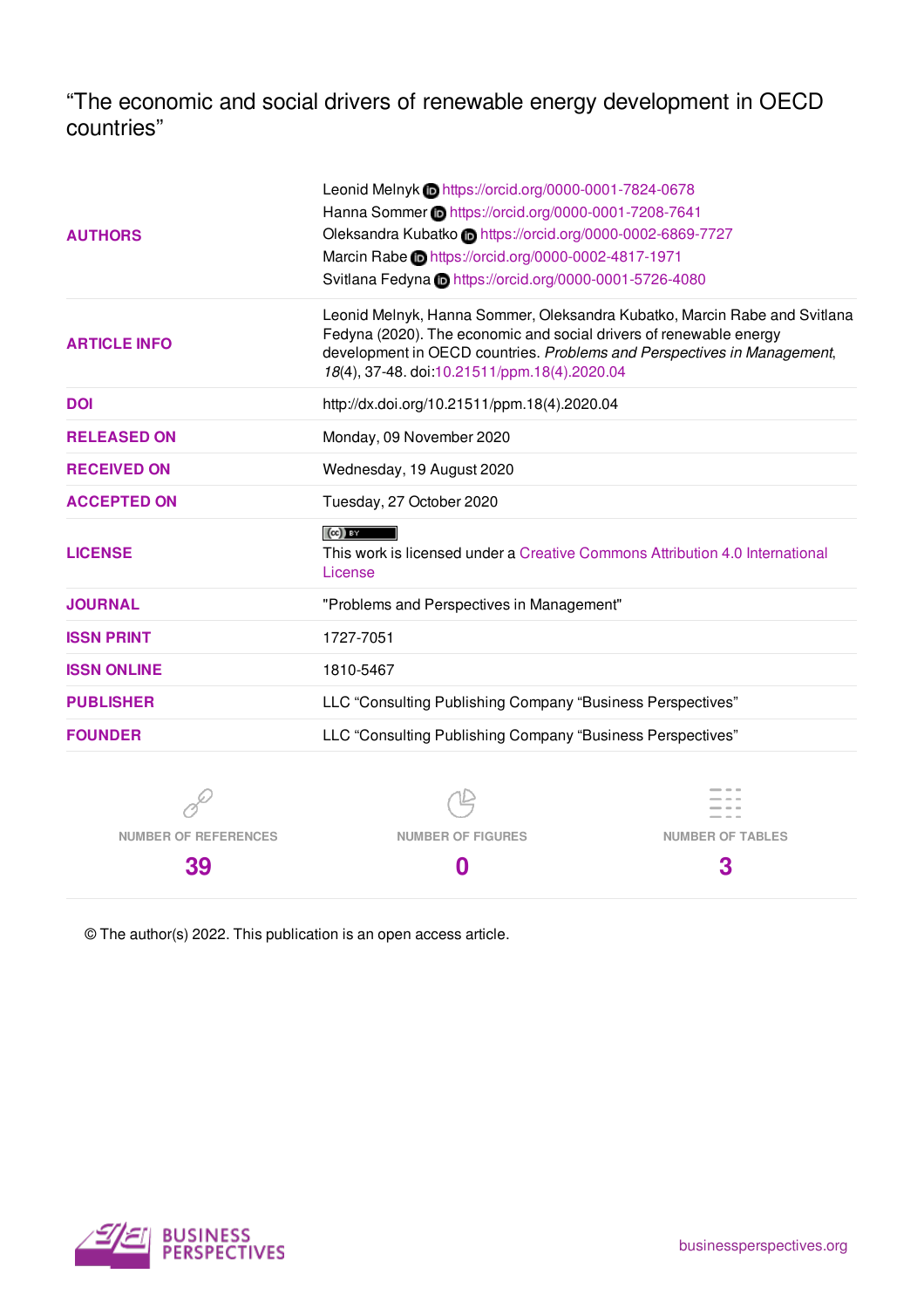# "The economic and social drivers of renewable energy development in OECD countries"

| | |
|---|---|
| **AUTHORS** | Leonid Melnyk https://orcid.org/0000-0001-7824-0678<br>Hanna Sommer https://orcid.org/0000-0001-7208-7641<br>Oleksandra Kubatko https://orcid.org/0000-0002-6869-7727<br>Marcin Rabe https://orcid.org/0000-0002-4817-1971<br>Svitlana Fedyna https://orcid.org/0000-0001-5726-4080 |
| **ARTICLE INFO** | Leonid Melnyk, Hanna Sommer, Oleksandra Kubatko, Marcin Rabe and Svitlana Fedyna (2020). The economic and social drivers of renewable energy development in OECD countries. *Problems and Perspectives in Management*, *18*(4), 37-48. doi:10.21511/ppm.18(4).2020.04 |
| **DOI** | http://dx.doi.org/10.21511/ppm.18(4).2020.04 |
| **RELEASED ON** | Monday, 09 November 2020 |
| **RECEIVED ON** | Wednesday, 19 August 2020 |
| **ACCEPTED ON** | Tuesday, 27 October 2020 |
| **LICENSE** | This work is licensed under a Creative Commons Attribution 4.0 International License |
| **JOURNAL** | "Problems and Perspectives in Management" |
| **ISSN PRINT** | 1727-7051 |
| **ISSN ONLINE** | 1810-5467 |
| **PUBLISHER** | LLC "Consulting Publishing Company "Business Perspectives" |
| **FOUNDER** | LLC "Consulting Publishing Company "Business Perspectives" |

| NUMBER OF REFERENCES | NUMBER OF FIGURES | NUMBER OF TABLES |
|---|---|---|
| 39 | 0 | 3 |

© The author(s) 2022. This publication is an open access article.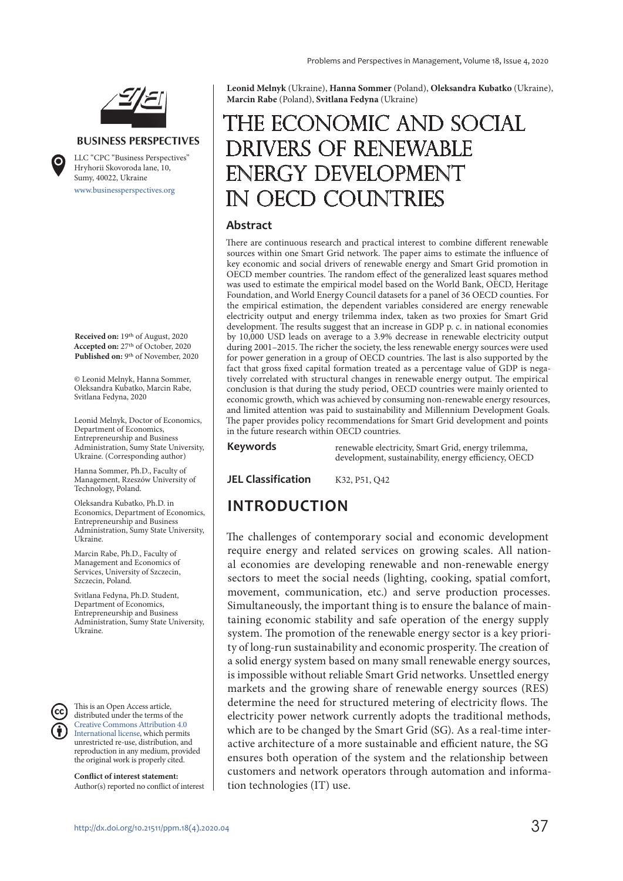Leonid Melnyk (Ukraine), Hanna Sommer (Poland), Oleksandra Kubatko (Ukraine), Marcin Rabe (Poland), Svitlana Fedyna (Ukraine)

# THE ECONOMIC AND SOCIAL DRIVERS OF RENEWABLE ENERGY DEVELOPMENT IN OECD COUNTRIES

BUSINESS PERSPECTIVES

LLC "CPC "Business Perspectives"
Hryhorii Skovoroda lane, 10,
Sumy, 40022, Ukraine
www.businessperspectives.org

**Received on:** 19th of August, 2020
**Accepted on:** 27th of October, 2020
**Published on:** 9th of November, 2020

© Leonid Melnyk, Hanna Sommer, Oleksandra Kubatko, Marcin Rabe, Svitlana Fedyna, 2020

Leonid Melnyk, Doctor of Economics, Department of Economics, Entrepreneurship and Business Administration, Sumy State University, Ukraine. (Corresponding author)

Hanna Sommer, Ph.D., Faculty of Management, Rzeszów University of Technology, Poland.

Oleksandra Kubatko, Ph.D. in Economics, Department of Economics, Entrepreneurship and Business Administration, Sumy State University, Ukraine.

Marcin Rabe, Ph.D., Faculty of Management and Economics of Services, University of Szczecin, Szczecin, Poland.

Svitlana Fedyna, Ph.D. Student, Department of Economics, Entrepreneurship and Business Administration, Sumy State University, Ukraine.

This is an Open Access article, distributed under the terms of the Creative Commons Attribution 4.0 International license, which permits unrestricted re-use, distribution, and reproduction in any medium, provided the original work is properly cited.

**Conflict of interest statement:**
Author(s) reported no conflict of interest

## Abstract

There are continuous research and practical interest to combine different renewable sources within one Smart Grid network. The paper aims to estimate the influence of key economic and social drivers of renewable energy and Smart Grid promotion in OECD member countries. The random effect of the generalized least squares method was used to estimate the empirical model based on the World Bank, OECD, Heritage Foundation, and World Energy Council datasets for a panel of 36 OECD counties. For the empirical estimation, the dependent variables considered are energy renewable electricity output and energy trilemma index, taken as two proxies for Smart Grid development. The results suggest that an increase in GDP p. c. in national economies by 10,000 USD leads on average to a 3.9% decrease in renewable electricity output during 2001–2015. The richer the society, the less renewable energy sources were used for power generation in a group of OECD countries. The last is also supported by the fact that gross fixed capital formation treated as a percentage value of GDP is negatively correlated with structural changes in renewable energy output. The empirical conclusion is that during the study period, OECD countries were mainly oriented to economic growth, which was achieved by consuming non-renewable energy resources, and limited attention was paid to sustainability and Millennium Development Goals. The paper provides policy recommendations for Smart Grid development and points in the future research within OECD countries.

**Keywords** renewable electricity, Smart Grid, energy trilemma, development, sustainability, energy efficiency, OECD

**JEL Classification** K32, P51, Q42

## INTRODUCTION

The challenges of contemporary social and economic development require energy and related services on growing scales. All national economies are developing renewable and non-renewable energy sectors to meet the social needs (lighting, cooking, spatial comfort, movement, communication, etc.) and serve production processes. Simultaneously, the important thing is to ensure the balance of maintaining economic stability and safe operation of the energy supply system. The promotion of the renewable energy sector is a key priority of long-run sustainability and economic prosperity. The creation of a solid energy system based on many small renewable energy sources, is impossible without reliable Smart Grid networks. Unsettled energy markets and the growing share of renewable energy sources (RES) determine the need for structured metering of electricity flows. The electricity power network currently adopts the traditional methods, which are to be changed by the Smart Grid (SG). As a real-time interactive architecture of a more sustainable and efficient nature, the SG ensures both operation of the system and the relationship between customers and network operators through automation and information technologies (IT) use.

http://dx.doi.org/10.21511/ppm.18(4).2020.04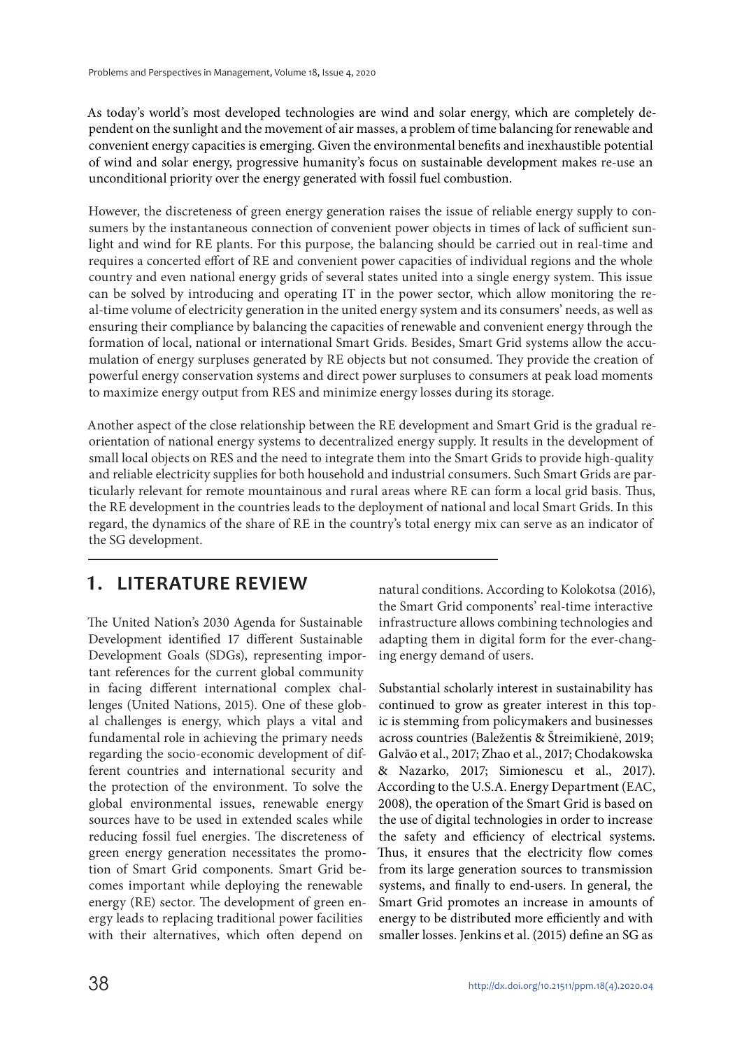As today's world's most developed technologies are wind and solar energy, which are completely dependent on the sunlight and the movement of air masses, a problem of time balancing for renewable and convenient energy capacities is emerging. Given the environmental benefits and inexhaustible potential of wind and solar energy, progressive humanity's focus on sustainable development makes re-use an unconditional priority over the energy generated with fossil fuel combustion.

However, the discreteness of green energy generation raises the issue of reliable energy supply to consumers by the instantaneous connection of convenient power objects in times of lack of sufficient sunlight and wind for RE plants. For this purpose, the balancing should be carried out in real-time and requires a concerted effort of RE and convenient power capacities of individual regions and the whole country and even national energy grids of several states united into a single energy system. This issue can be solved by introducing and operating IT in the power sector, which allow monitoring the real-time volume of electricity generation in the united energy system and its consumers' needs, as well as ensuring their compliance by balancing the capacities of renewable and convenient energy through the formation of local, national or international Smart Grids. Besides, Smart Grid systems allow the accumulation of energy surpluses generated by RE objects but not consumed. They provide the creation of powerful energy conservation systems and direct power surpluses to consumers at peak load moments to maximize energy output from RES and minimize energy losses during its storage.

Another aspect of the close relationship between the RE development and Smart Grid is the gradual reorientation of national energy systems to decentralized energy supply. It results in the development of small local objects on RES and the need to integrate them into the Smart Grids to provide high-quality and reliable electricity supplies for both household and industrial consumers. Such Smart Grids are particularly relevant for remote mountainous and rural areas where RE can form a local grid basis. Thus, the RE development in the countries leads to the deployment of national and local Smart Grids. In this regard, the dynamics of the share of RE in the country's total energy mix can serve as an indicator of the SG development.

## 1. LITERATURE REVIEW

The United Nation's 2030 Agenda for Sustainable Development identified 17 different Sustainable Development Goals (SDGs), representing important references for the current global community in facing different international complex challenges (United Nations, 2015). One of these global challenges is energy, which plays a vital and fundamental role in achieving the primary needs regarding the socio-economic development of different countries and international security and the protection of the environment. To solve the global environmental issues, renewable energy sources have to be used in extended scales while reducing fossil fuel energies. The discreteness of green energy generation necessitates the promotion of Smart Grid components. Smart Grid becomes important while deploying the renewable energy (RE) sector. The development of green energy leads to replacing traditional power facilities with their alternatives, which often depend on natural conditions. According to Kolokotsa (2016), the Smart Grid components' real-time interactive infrastructure allows combining technologies and adapting them in digital form for the ever-changing energy demand of users.

Substantial scholarly interest in sustainability has continued to grow as greater interest in this topic is stemming from policymakers and businesses across countries (Baležentis & Štreimikienė, 2019; Galvão et al., 2017; Zhao et al., 2017; Chodakowska & Nazarko, 2017; Simionescu et al., 2017). According to the U.S.A. Energy Department (EAC, 2008), the operation of the Smart Grid is based on the use of digital technologies in order to increase the safety and efficiency of electrical systems. Thus, it ensures that the electricity flow comes from its large generation sources to transmission systems, and finally to end-users. In general, the Smart Grid promotes an increase in amounts of energy to be distributed more efficiently and with smaller losses. Jenkins et al. (2015) define an SG as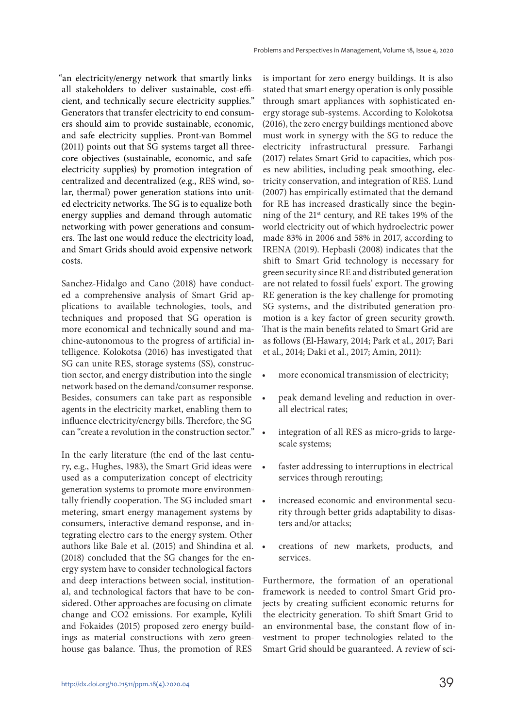"an electricity/energy network that smartly links all stakeholders to deliver sustainable, cost-efficient, and technically secure electricity supplies." Generators that transfer electricity to end consumers should aim to provide sustainable, economic, and safe electricity supplies. Pront-van Bommel (2011) points out that SG systems target all three-core objectives (sustainable, economic, and safe electricity supplies) by promotion integration of centralized and decentralized (e.g., RES wind, solar, thermal) power generation stations into united electricity networks. The SG is to equalize both energy supplies and demand through automatic networking with power generations and consumers. The last one would reduce the electricity load, and Smart Grids should avoid expensive network costs.

Sanchez-Hidalgo and Cano (2018) have conducted a comprehensive analysis of Smart Grid applications to available technologies, tools, and techniques and proposed that SG operation is more economical and technically sound and machine-autonomous to the progress of artificial intelligence. Kolokotsa (2016) has investigated that SG can unite RES, storage systems (SS), construction sector, and energy distribution into the single network based on the demand/consumer response. Besides, consumers can take part as responsible agents in the electricity market, enabling them to influence electricity/energy bills. Therefore, the SG can "create a revolution in the construction sector."

In the early literature (the end of the last century, e.g., Hughes, 1983), the Smart Grid ideas were used as a computerization concept of electricity generation systems to promote more environmentally friendly cooperation. The SG included smart metering, smart energy management systems by consumers, interactive demand response, and integrating electro cars to the energy system. Other authors like Bale et al. (2015) and Shindina et al. (2018) concluded that the SG changes for the energy system have to consider technological factors and deep interactions between social, institutional, and technological factors that have to be considered. Other approaches are focusing on climate change and CO2 emissions. For example, Kylili and Fokaides (2015) proposed zero energy buildings as material constructions with zero greenhouse gas balance. Thus, the promotion of RES is important for zero energy buildings. It is also stated that smart energy operation is only possible through smart appliances with sophisticated energy storage sub-systems. According to Kolokotsa (2016), the zero energy buildings mentioned above must work in synergy with the SG to reduce the electricity infrastructural pressure. Farhangi (2017) relates Smart Grid to capacities, which poses new abilities, including peak smoothing, electricity conservation, and integration of RES. Lund (2007) has empirically estimated that the demand for RE has increased drastically since the beginning of the 21st century, and RE takes 19% of the world electricity out of which hydroelectric power made 83% in 2006 and 58% in 2017, according to IRENA (2019). Hepbasli (2008) indicates that the shift to Smart Grid technology is necessary for green security since RE and distributed generation are not related to fossil fuels' export. The growing RE generation is the key challenge for promoting SG systems, and the distributed generation promotion is a key factor of green security growth. That is the main benefits related to Smart Grid are as follows (El-Hawary, 2014; Park et al., 2017; Bari et al., 2014; Daki et al., 2017; Amin, 2011):

- more economical transmission of electricity;
- peak demand leveling and reduction in overall electrical rates;
- integration of all RES as micro-grids to large-scale systems;
- faster addressing to interruptions in electrical services through rerouting;
- increased economic and environmental security through better grids adaptability to disasters and/or attacks;
- creations of new markets, products, and services.

Furthermore, the formation of an operational framework is needed to control Smart Grid projects by creating sufficient economic returns for the electricity generation. To shift Smart Grid to an environmental base, the constant flow of investment to proper technologies related to the Smart Grid should be guaranteed. A review of sci-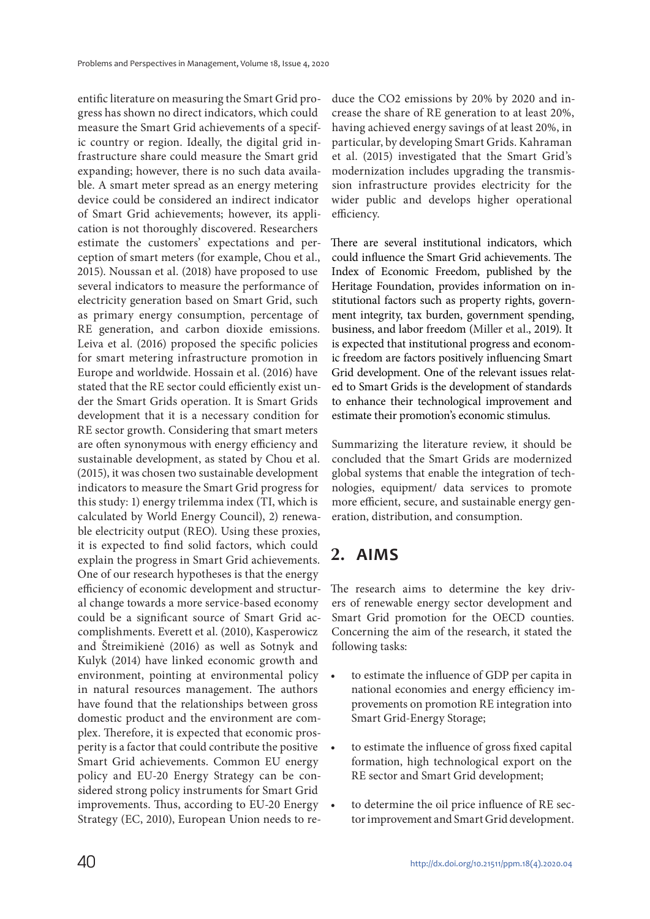entific literature on measuring the Smart Grid progress has shown no direct indicators, which could measure the Smart Grid achievements of a specific country or region. Ideally, the digital grid infrastructure share could measure the Smart grid expanding; however, there is no such data available. A smart meter spread as an energy metering device could be considered an indirect indicator of Smart Grid achievements; however, its application is not thoroughly discovered. Researchers estimate the customers' expectations and perception of smart meters (for example, Chou et al., 2015). Noussan et al. (2018) have proposed to use several indicators to measure the performance of electricity generation based on Smart Grid, such as primary energy consumption, percentage of RE generation, and carbon dioxide emissions. Leiva et al. (2016) proposed the specific policies for smart metering infrastructure promotion in Europe and worldwide. Hossain et al. (2016) have stated that the RE sector could efficiently exist under the Smart Grids operation. It is Smart Grids development that it is a necessary condition for RE sector growth. Considering that smart meters are often synonymous with energy efficiency and sustainable development, as stated by Chou et al. (2015), it was chosen two sustainable development indicators to measure the Smart Grid progress for this study: 1) energy trilemma index (TI, which is calculated by World Energy Council), 2) renewable electricity output (REO). Using these proxies, it is expected to find solid factors, which could explain the progress in Smart Grid achievements. One of our research hypotheses is that the energy efficiency of economic development and structural change towards a more service-based economy could be a significant source of Smart Grid accomplishments. Everett et al. (2010), Kasperowicz and Štreimikienė (2016) as well as Sotnyk and Kulyk (2014) have linked economic growth and environment, pointing at environmental policy in natural resources management. The authors have found that the relationships between gross domestic product and the environment are complex. Therefore, it is expected that economic prosperity is a factor that could contribute the positive Smart Grid achievements. Common EU energy policy and EU-20 Energy Strategy can be considered strong policy instruments for Smart Grid improvements. Thus, according to EU-20 Energy Strategy (EC, 2010), European Union needs to reduce the $CO_2$ emissions by 20% by 2020 and increase the share of RE generation to at least 20%, having achieved energy savings of at least 20%, in particular, by developing Smart Grids. Kahraman et al. (2015) investigated that the Smart Grid's modernization includes upgrading the transmission infrastructure provides electricity for the wider public and develops higher operational efficiency.

There are several institutional indicators, which could influence the Smart Grid achievements. The Index of Economic Freedom, published by the Heritage Foundation, provides information on institutional factors such as property rights, government integrity, tax burden, government spending, business, and labor freedom (Miller et al., 2019). It is expected that institutional progress and economic freedom are factors positively influencing Smart Grid development. One of the relevant issues related to Smart Grids is the development of standards to enhance their technological improvement and estimate their promotion's economic stimulus.

Summarizing the literature review, it should be concluded that the Smart Grids are modernized global systems that enable the integration of technologies, equipment/ data services to promote more efficient, secure, and sustainable energy generation, distribution, and consumption.

## 2. AIMS

The research aims to determine the key drivers of renewable energy sector development and Smart Grid promotion for the OECD counties. Concerning the aim of the research, it stated the following tasks:

- to estimate the influence of GDP per capita in national economies and energy efficiency improvements on promotion RE integration into Smart Grid-Energy Storage;
- to estimate the influence of gross fixed capital formation, high technological export on the RE sector and Smart Grid development;
- to determine the oil price influence of RE sector improvement and Smart Grid development.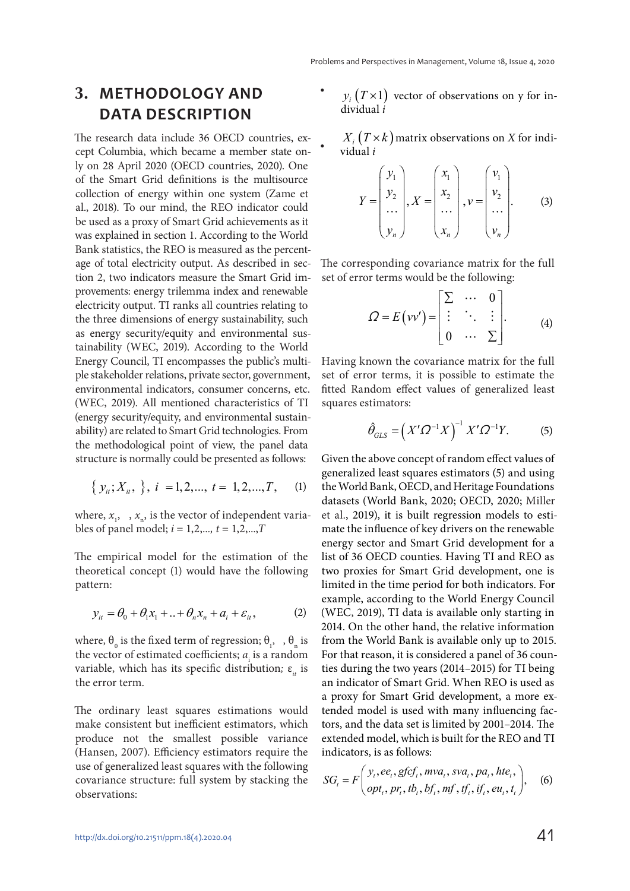## 3. METHODOLOGY AND DATA DESCRIPTION

The research data include 36 OECD countries, except Columbia, which became a member state only on 28 April 2020 (OECD countries, 2020). One of the Smart Grid definitions is the multisource collection of energy within one system (Zame et al., 2018). To our mind, the REO indicator could be used as a proxy of Smart Grid achievements as it was explained in section 1. According to the World Bank statistics, the REO is measured as the percentage of total electricity output. As described in section 2, two indicators measure the Smart Grid improvements: energy trilemma index and renewable electricity output. TI ranks all countries relating to the three dimensions of energy sustainability, such as energy security/equity and environmental sustainability (WEC, 2019). According to the World Energy Council, TI encompasses the public's multiple stakeholder relations, private sector, government, environmental indicators, consumer concerns, etc. (WEC, 2019). All mentioned characteristics of TI (energy security/equity, and environmental sustainability) are related to Smart Grid technologies. From the methodological point of view, the panel data structure is normally could be presented as follows:

$$\{\, y_{it}; X_{it}, \,\},\ i = 1,2,...,\ t = 1,2,...,T, \tag{1}$$

where, $x_1$, , $x_n$, is the vector of independent variables of panel model; $i = 1,2,...,$ $t = 1,2,...,T$

The empirical model for the estimation of the theoretical concept (1) would have the following pattern:

$$y_{it} = \theta_0 + \theta_1 x_1 + .. + \theta_n x_n + a_i + \varepsilon_{it}, \tag{2}$$

where, $\theta_0$ is the fixed term of regression; $\theta_1$, , $\theta_n$ is the vector of estimated coefficients; $a_i$ is a random variable, which has its specific distribution; $\varepsilon_{it}$ is the error term.

The ordinary least squares estimations would make consistent but inefficient estimators, which produce not the smallest possible variance (Hansen, 2007). Efficiency estimators require the use of generalized least squares with the following covariance structure: full system by stacking the observations:

- $y_i\,(T \times 1)$ vector of observations on y for individual $i$
- $X_i\,(T \times k)$ matrix observations on $X$ for individual $i$

$$Y = \begin{pmatrix} y_1 \\ y_2 \\ \dots \\ y_n \end{pmatrix}, X = \begin{pmatrix} x_1 \\ x_2 \\ \dots \\ x_n \end{pmatrix}, v = \begin{pmatrix} v_1 \\ v_2 \\ \dots \\ v_n \end{pmatrix}. \tag{3}$$

The corresponding covariance matrix for the full set of error terms would be the following:

$$\Omega = E(vv') = \begin{bmatrix} \Sigma & \cdots & 0 \\ \vdots & \ddots & \vdots \\ 0 & \cdots & \Sigma \end{bmatrix}. \tag{4}$$

Having known the covariance matrix for the full set of error terms, it is possible to estimate the fitted Random effect values of generalized least squares estimators:

$$\hat{\theta}_{GLS} = \left(X'\Omega^{-1}X\right)^{-1} X'\Omega^{-1}Y. \tag{5}$$

Given the above concept of random effect values of generalized least squares estimators (5) and using the World Bank, OECD, and Heritage Foundations datasets (World Bank, 2020; OECD, 2020; Miller et al., 2019), it is built regression models to estimate the influence of key drivers on the renewable energy sector and Smart Grid development for a list of 36 OECD counties. Having TI and REO as two proxies for Smart Grid development, one is limited in the time period for both indicators. For example, according to the World Energy Council (WEC, 2019), TI data is available only starting in 2014. On the other hand, the relative information from the World Bank is available only up to 2015. For that reason, it is considered a panel of 36 countries during the two years (2014–2015) for TI being an indicator of Smart Grid. When REO is used as a proxy for Smart Grid development, a more extended model is used with many influencing factors, and the data set is limited by 2001–2014. The extended model, which is built for the REO and TI indicators, is as follows:

$$SG_t = F\begin{pmatrix} y_t, ee_t, gfcf_t, mva_t, sva_t, pa_t, hte_t, \\ opt_t, pr_t, tb_t, bf_t, mf, tf_t, if_t, eu_t, t_t \end{pmatrix}, \tag{6}$$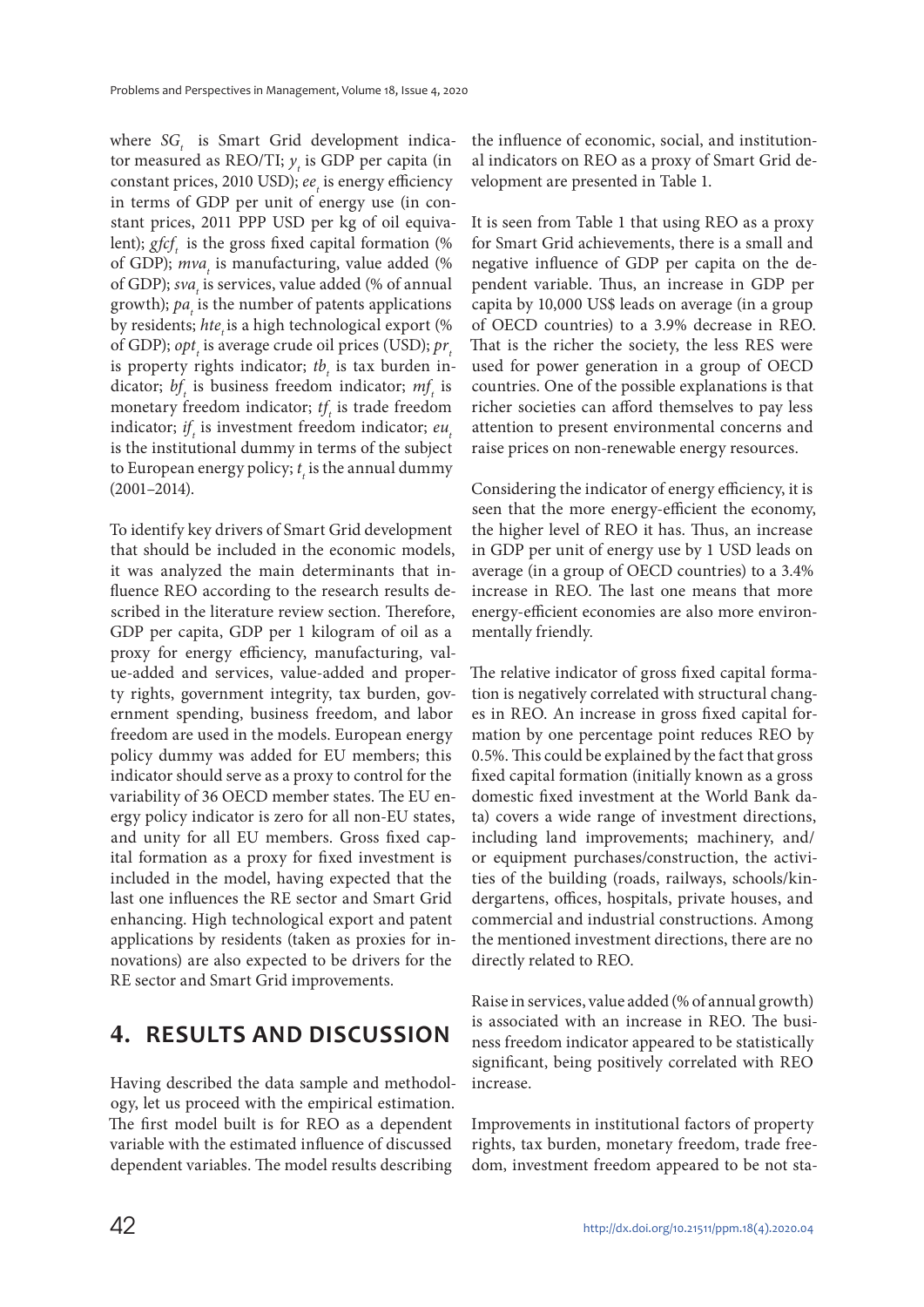where $SG_t$ is Smart Grid development indicator measured as REO/TI; $y_t$ is GDP per capita (in constant prices, 2010 USD); $ee_t$ is energy efficiency in terms of GDP per unit of energy use (in constant prices, 2011 PPP USD per kg of oil equivalent); $gfcf_t$ is the gross fixed capital formation (% of GDP); $mva_t$ is manufacturing, value added (% of GDP); $sva_t$ is services, value added (% of annual growth); $pa_t$ is the number of patents applications by residents; $hte_t$ is a high technological export (% of GDP); $opt_t$ is average crude oil prices (USD); $pr_t$ is property rights indicator; $tb_t$ is tax burden indicator; $bf_t$ is business freedom indicator; $mf_t$ is monetary freedom indicator; $tf_t$ is trade freedom indicator; $if_t$ is investment freedom indicator; $eu_t$ is the institutional dummy in terms of the subject to European energy policy; $t_t$ is the annual dummy (2001–2014).

To identify key drivers of Smart Grid development that should be included in the economic models, it was analyzed the main determinants that influence REO according to the research results described in the literature review section. Therefore, GDP per capita, GDP per 1 kilogram of oil as a proxy for energy efficiency, manufacturing, value-added and services, value-added and property rights, government integrity, tax burden, government spending, business freedom, and labor freedom are used in the models. European energy policy dummy was added for EU members; this indicator should serve as a proxy to control for the variability of 36 OECD member states. The EU energy policy indicator is zero for all non-EU states, and unity for all EU members. Gross fixed capital formation as a proxy for fixed investment is included in the model, having expected that the last one influences the RE sector and Smart Grid enhancing. High technological export and patent applications by residents (taken as proxies for innovations) are also expected to be drivers for the RE sector and Smart Grid improvements.

## 4. RESULTS AND DISCUSSION

Having described the data sample and methodology, let us proceed with the empirical estimation. The first model built is for REO as a dependent variable with the estimated influence of discussed dependent variables. The model results describing the influence of economic, social, and institutional indicators on REO as a proxy of Smart Grid development are presented in Table 1.

It is seen from Table 1 that using REO as a proxy for Smart Grid achievements, there is a small and negative influence of GDP per capita on the dependent variable. Thus, an increase in GDP per capita by 10,000 US$ leads on average (in a group of OECD countries) to a 3.9% decrease in REO. That is the richer the society, the less RES were used for power generation in a group of OECD countries. One of the possible explanations is that richer societies can afford themselves to pay less attention to present environmental concerns and raise prices on non-renewable energy resources.

Considering the indicator of energy efficiency, it is seen that the more energy-efficient the economy, the higher level of REO it has. Thus, an increase in GDP per unit of energy use by 1 USD leads on average (in a group of OECD countries) to a 3.4% increase in REO. The last one means that more energy-efficient economies are also more environmentally friendly.

The relative indicator of gross fixed capital formation is negatively correlated with structural changes in REO. An increase in gross fixed capital formation by one percentage point reduces REO by 0.5%. This could be explained by the fact that gross fixed capital formation (initially known as a gross domestic fixed investment at the World Bank data) covers a wide range of investment directions, including land improvements; machinery, and/or equipment purchases/construction, the activities of the building (roads, railways, schools/kindergartens, offices, hospitals, private houses, and commercial and industrial constructions. Among the mentioned investment directions, there are no directly related to REO.

Raise in services, value added (% of annual growth) is associated with an increase in REO. The business freedom indicator appeared to be statistically significant, being positively correlated with REO increase.

Improvements in institutional factors of property rights, tax burden, monetary freedom, trade freedom, investment freedom appeared to be not sta-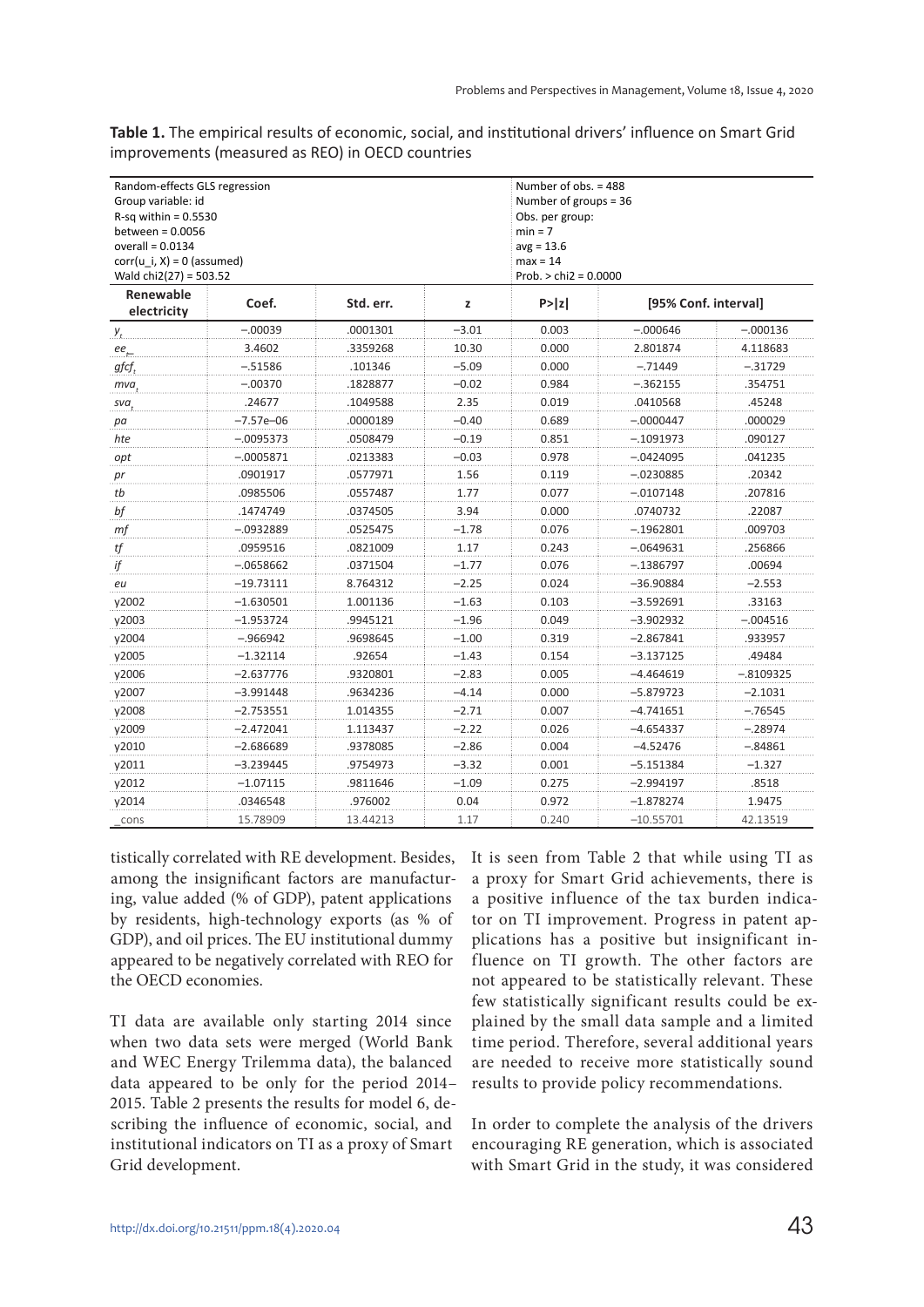**Table 1.** The empirical results of economic, social, and institutional drivers' influence on Smart Grid improvements (measured as REO) in OECD countries

| Random-effects GLS regression<br>Group variable: id<br>R-sq within = 0.5530<br>between = 0.0056<br>overall = 0.0134<br>corr(u_i, X) = 0 (assumed)<br>Wald chi2(27) = 503.52 | | | | Number of obs. = 488<br>Number of groups = 36<br>Obs. per group:<br>min = 7<br>avg = 13.6<br>max = 14<br>Prob. > chi2 = 0.0000 | | |
|---|---|---|---|---|---|---|
| **Renewable electricity** | **Coef.** | **Std. err.** | **z** | **P>\|z\|** | **[95% Conf. interval]** | |
| $y_t$ | –.00039 | .0001301 | –3.01 | 0.003 | –.000646 | –.000136 |
| $ee_{t-}$ | 3.4602 | .3359268 | 10.30 | 0.000 | 2.801874 | 4.118683 |
| $gfcf_t$ | –.51586 | .101346 | –5.09 | 0.000 | –.71449 | –.31729 |
| $mva_t$ | –.00370 | .1828877 | –0.02 | 0.984 | –.362155 | .354751 |
| $sva_t$ | .24677 | .1049588 | 2.35 | 0.019 | .0410568 | .45248 |
| *pa* | –7.57e–06 | .0000189 | –0.40 | 0.689 | –.0000447 | .000029 |
| *hte* | –.0095373 | .0508479 | –0.19 | 0.851 | –.1091973 | .090127 |
| *opt* | –.0005871 | .0213383 | –0.03 | 0.978 | –.0424095 | .041235 |
| *pr* | .0901917 | .0577971 | 1.56 | 0.119 | –.0230885 | .20342 |
| *tb* | .0985506 | .0557487 | 1.77 | 0.077 | –.0107148 | .207816 |
| *bf* | .1474749 | .0374505 | 3.94 | 0.000 | .0740732 | .22087 |
| *mf* | –.0932889 | .0525475 | –1.78 | 0.076 | –.1962801 | .009703 |
| *tf* | .0959516 | .0821009 | 1.17 | 0.243 | –.0649631 | .256866 |
| *if* | –.0658662 | .0371504 | –1.77 | 0.076 | –.1386797 | .00694 |
| *eu* | –19.73111 | 8.764312 | –2.25 | 0.024 | –36.90884 | –2.553 |
| y2002 | –1.630501 | 1.001136 | –1.63 | 0.103 | –3.592691 | .33163 |
| y2003 | –1.953724 | .9945121 | –1.96 | 0.049 | –3.902932 | –.004516 |
| y2004 | –.966942 | .9698645 | –1.00 | 0.319 | –2.867841 | .933957 |
| y2005 | –1.32114 | .92654 | –1.43 | 0.154 | –3.137125 | .49484 |
| y2006 | –2.637776 | .9320801 | –2.83 | 0.005 | –4.464619 | –.8109325 |
| y2007 | –3.991448 | .9634236 | –4.14 | 0.000 | –5.879723 | –2.1031 |
| y2008 | –2.753551 | 1.014355 | –2.71 | 0.007 | –4.741651 | –.76545 |
| y2009 | –2.472041 | 1.113437 | –2.22 | 0.026 | –4.654337 | –.28974 |
| y2010 | –2.686689 | .9378085 | –2.86 | 0.004 | –4.52476 | –.84861 |
| y2011 | –3.239445 | .9754973 | –3.32 | 0.001 | –5.151384 | –1.327 |
| y2012 | –1.07115 | .9811646 | –1.09 | 0.275 | –2.994197 | .8518 |
| y2014 | .0346548 | .976002 | 0.04 | 0.972 | –1.878274 | 1.9475 |
| _cons | 15.78909 | 13.44213 | 1.17 | 0.240 | –10.55701 | 42.13519 |

tistically correlated with RE development. Besides, among the insignificant factors are manufacturing, value added (% of GDP), patent applications by residents, high-technology exports (as % of GDP), and oil prices. The EU institutional dummy appeared to be negatively correlated with REO for the OECD economies.

TI data are available only starting 2014 since when two data sets were merged (World Bank and WEC Energy Trilemma data), the balanced data appeared to be only for the period 2014–2015. Table 2 presents the results for model 6, describing the influence of economic, social, and institutional indicators on TI as a proxy of Smart Grid development.

It is seen from Table 2 that while using TI as a proxy for Smart Grid achievements, there is a positive influence of the tax burden indicator on TI improvement. Progress in patent applications has a positive but insignificant influence on TI growth. The other factors are not appeared to be statistically relevant. These few statistically significant results could be explained by the small data sample and a limited time period. Therefore, several additional years are needed to receive more statistically sound results to provide policy recommendations.

In order to complete the analysis of the drivers encouraging RE generation, which is associated with Smart Grid in the study, it was considered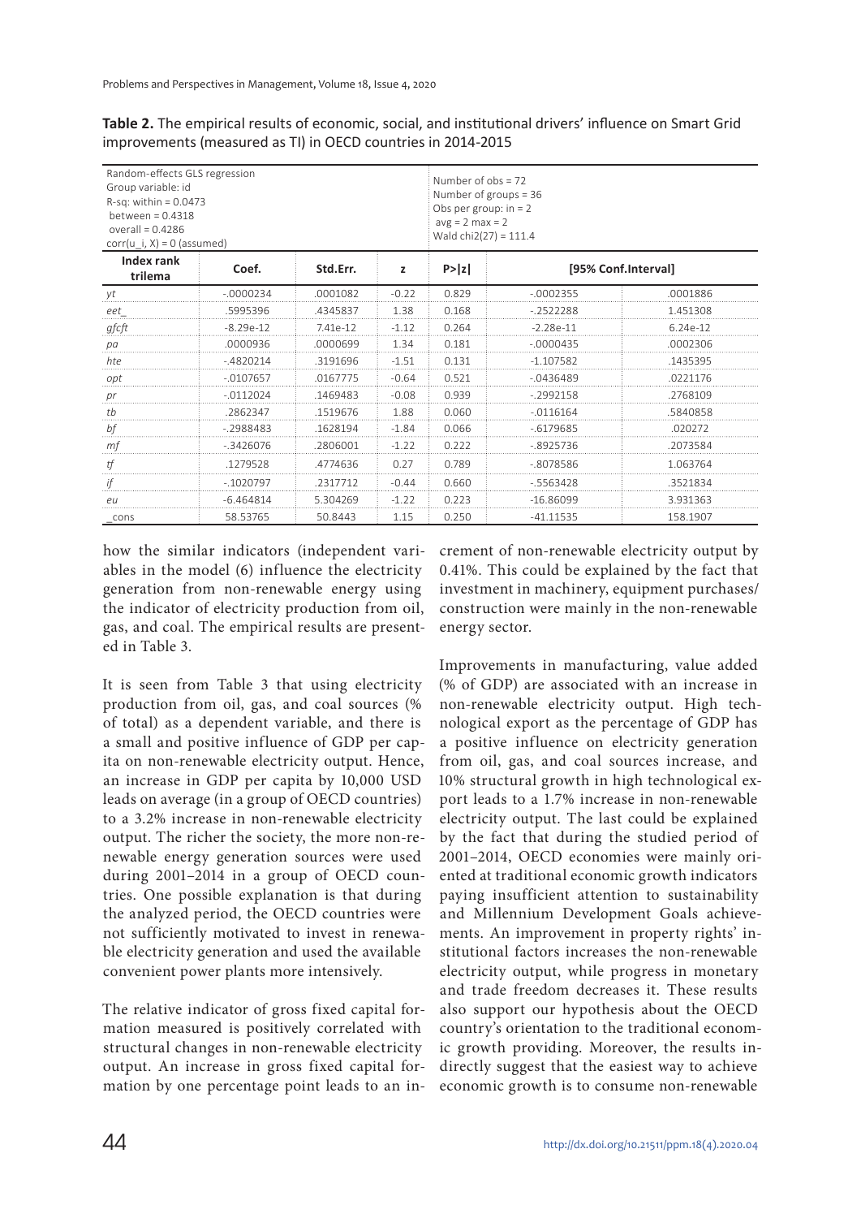**Table 2.** The empirical results of economic, social, and institutional drivers' influence on Smart Grid improvements (measured as TI) in OECD countries in 2014-2015

| Random-effects GLS regression<br>Group variable: id<br>R-sq: within = 0.0473<br>between = 0.4318<br>overall = 0.4286<br>corr(u_i, X) = 0 (assumed) | | | | Number of obs = 72<br>Number of groups = 36<br>Obs per group: in = 2<br>avg = 2 max = 2<br>Wald chi2(27) = 111.4 | | |
|---|---|---|---|---|---|---|
| **Index rank trilema** | **Coef.** | **Std.Err.** | **z** | **P>\|z\|** | **[95% Conf.Interval]** | |
| *yt* | -.0000234 | .0001082 | -0.22 | 0.829 | -.0002355 | .0001886 |
| *eet_* | .5995396 | .4345837 | 1.38 | 0.168 | -.2522288 | 1.451308 |
| *gfcft* | -8.29e-12 | 7.41e-12 | -1.12 | 0.264 | -2.28e-11 | 6.24e-12 |
| *pa* | .0000936 | .0000699 | 1.34 | 0.181 | -.0000435 | .0002306 |
| *hte* | -.4820214 | .3191696 | -1.51 | 0.131 | -1.107582 | .1435395 |
| *opt* | -.0107657 | .0167775 | -0.64 | 0.521 | -.0436489 | .0221176 |
| *pr* | -.0112024 | .1469483 | -0.08 | 0.939 | -.2992158 | .2768109 |
| *tb* | .2862347 | .1519676 | 1.88 | 0.060 | -.0116164 | .5840858 |
| *bf* | -.2988483 | .1628194 | -1.84 | 0.066 | -.6179685 | .020272 |
| *mf* | -.3426076 | .2806001 | -1.22 | 0.222 | -.8925736 | .2073584 |
| *tf* | .1279528 | .4774636 | 0.27 | 0.789 | -.8078586 | 1.063764 |
| *if* | -.1020797 | .2317712 | -0.44 | 0.660 | -.5563428 | .3521834 |
| *eu* | -6.464814 | 5.304269 | -1.22 | 0.223 | -16.86099 | 3.931363 |
| _cons | 58.53765 | 50.8443 | 1.15 | 0.250 | -41.11535 | 158.1907 |

how the similar indicators (independent variables in the model (6) influence the electricity generation from non-renewable energy using the indicator of electricity production from oil, gas, and coal. The empirical results are presented in Table 3.

It is seen from Table 3 that using electricity production from oil, gas, and coal sources (% of total) as a dependent variable, and there is a small and positive influence of GDP per capita on non-renewable electricity output. Hence, an increase in GDP per capita by 10,000 USD leads on average (in a group of OECD countries) to a 3.2% increase in non-renewable electricity output. The richer the society, the more non-renewable energy generation sources were used during 2001–2014 in a group of OECD countries. One possible explanation is that during the analyzed period, the OECD countries were not sufficiently motivated to invest in renewable electricity generation and used the available convenient power plants more intensively.

The relative indicator of gross fixed capital formation measured is positively correlated with structural changes in non-renewable electricity output. An increase in gross fixed capital formation by one percentage point leads to an increment of non-renewable electricity output by 0.41%. This could be explained by the fact that investment in machinery, equipment purchases/construction were mainly in the non-renewable energy sector.

Improvements in manufacturing, value added (% of GDP) are associated with an increase in non-renewable electricity output. High technological export as the percentage of GDP has a positive influence on electricity generation from oil, gas, and coal sources increase, and 10% structural growth in high technological export leads to a 1.7% increase in non-renewable electricity output. The last could be explained by the fact that during the studied period of 2001–2014, OECD economies were mainly oriented at traditional economic growth indicators paying insufficient attention to sustainability and Millennium Development Goals achievements. An improvement in property rights' institutional factors increases the non-renewable electricity output, while progress in monetary and trade freedom decreases it. These results also support our hypothesis about the OECD country's orientation to the traditional economic growth providing. Moreover, the results indirectly suggest that the easiest way to achieve economic growth is to consume non-renewable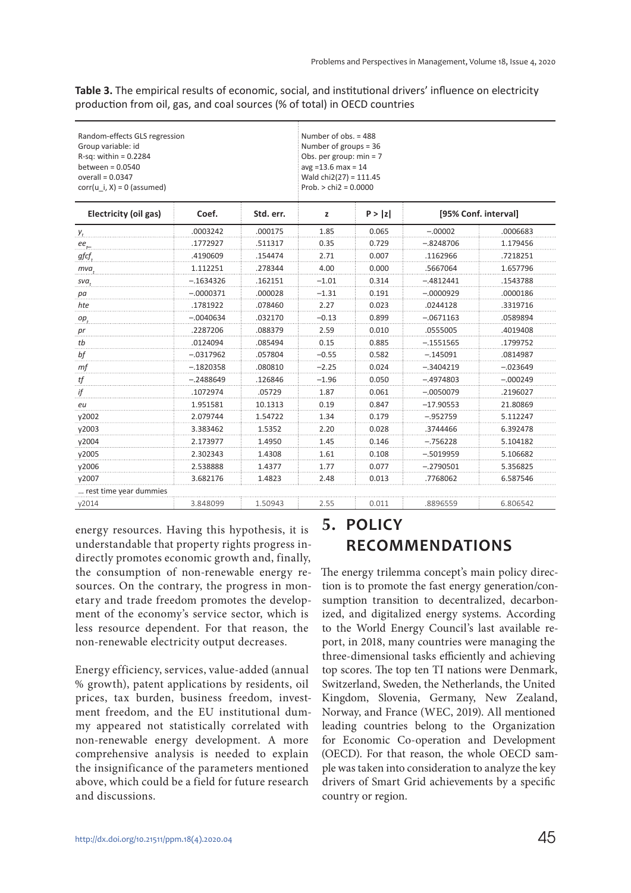**Table 3.** The empirical results of economic, social, and institutional drivers' influence on electricity production from oil, gas, and coal sources (% of total) in OECD countries

| Random-effects GLS regression<br>Group variable: id<br>R-sq: within = 0.2284<br>between = 0.0540<br>overall = 0.0347<br>corr(u_i, X) = 0 (assumed) | | | Number of obs. = 488<br>Number of groups = 36<br>Obs. per group: min = 7<br>avg =13.6 max = 14<br>Wald chi2(27) = 111.45<br>Prob. > chi2 = 0.0000 | | | |
|---|---|---|---|---|---|---|
| **Electricity (oil gas)** | **Coef.** | **Std. err.** | **z** | **P > \|z\|** | **[95% Conf. interval]** | |
| $y_t$ | .0003242 | .000175 | 1.85 | 0.065 | –.00002 | .0006683 |
| $ee_{t-}$ | .1772927 | .511317 | 0.35 | 0.729 | –.8248706 | 1.179456 |
| $gfcf_t$ | .4190609 | .154474 | 2.71 | 0.007 | .1162966 | .7218251 |
| $mva_t$ | 1.112251 | .278344 | 4.00 | 0.000 | .5667064 | 1.657796 |
| $sva_t$ | –.1634326 | .162151 | –1.01 | 0.314 | –.4812441 | .1543788 |
| $pa$ | –.0000371 | .000028 | –1.31 | 0.191 | –.0000929 | .0000186 |
| $hte$ | .1781922 | .078460 | 2.27 | 0.023 | .0244128 | .3319716 |
| $op_t$ | –.0040634 | .032170 | –0.13 | 0.899 | –.0671163 | .0589894 |
| $pr$ | .2287206 | .088379 | 2.59 | 0.010 | .0555005 | .4019408 |
| $tb$ | .0124094 | .085494 | 0.15 | 0.885 | –.1551565 | .1799752 |
| $bf$ | –.0317962 | .057804 | –0.55 | 0.582 | –.145091 | .0814987 |
| $mf$ | –.1820358 | .080810 | –2.25 | 0.024 | –.3404219 | –.023649 |
| $tf$ | –.2488649 | .126846 | –1.96 | 0.050 | –.4974803 | –.000249 |
| $if$ | .1072974 | .05729 | 1.87 | 0.061 | –.0050079 | .2196027 |
| $eu$ | 1.951581 | 10.1313 | 0.19 | 0.847 | –17.90553 | 21.80869 |
| y2002 | 2.079744 | 1.54722 | 1.34 | 0.179 | –.952759 | 5.112247 |
| y2003 | 3.383462 | 1.5352 | 2.20 | 0.028 | .3744466 | 6.392478 |
| y2004 | 2.173977 | 1.4950 | 1.45 | 0.146 | –.756228 | 5.104182 |
| y2005 | 2.302343 | 1.4308 | 1.61 | 0.108 | –.5019959 | 5.106682 |
| y2006 | 2.538888 | 1.4377 | 1.77 | 0.077 | –.2790501 | 5.356825 |
| y2007 | 3.682176 | 1.4823 | 2.48 | 0.013 | .7768062 | 6.587546 |
| … rest time year dummies | | | | | | |
| y2014 | 3.848099 | 1.50943 | 2.55 | 0.011 | .8896559 | 6.806542 |

energy resources. Having this hypothesis, it is understandable that property rights progress indirectly promotes economic growth and, finally, the consumption of non-renewable energy resources. On the contrary, the progress in monetary and trade freedom promotes the development of the economy's service sector, which is less resource dependent. For that reason, the non-renewable electricity output decreases.

Energy efficiency, services, value-added (annual % growth), patent applications by residents, oil prices, tax burden, business freedom, investment freedom, and the EU institutional dummy appeared not statistically correlated with non-renewable energy development. A more comprehensive analysis is needed to explain the insignificance of the parameters mentioned above, which could be a field for future research and discussions.

## 5. POLICY RECOMMENDATIONS

The energy trilemma concept's main policy direction is to promote the fast energy generation/consumption transition to decentralized, decarbonized, and digitalized energy systems. According to the World Energy Council's last available report, in 2018, many countries were managing the three-dimensional tasks efficiently and achieving top scores. The top ten TI nations were Denmark, Switzerland, Sweden, the Netherlands, the United Kingdom, Slovenia, Germany, New Zealand, Norway, and France (WEC, 2019). All mentioned leading countries belong to the Organization for Economic Co-operation and Development (OECD). For that reason, the whole OECD sample was taken into consideration to analyze the key drivers of Smart Grid achievements by a specific country or region.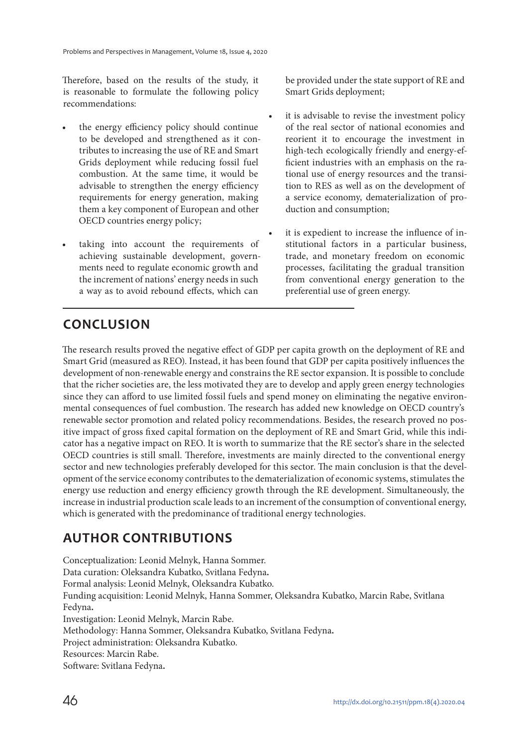Therefore, based on the results of the study, it is reasonable to formulate the following policy recommendations:

- the energy efficiency policy should continue to be developed and strengthened as it contributes to increasing the use of RE and Smart Grids deployment while reducing fossil fuel combustion. At the same time, it would be advisable to strengthen the energy efficiency requirements for energy generation, making them a key component of European and other OECD countries energy policy;
- taking into account the requirements of achieving sustainable development, governments need to regulate economic growth and the increment of nations' energy needs in such a way as to avoid rebound effects, which can be provided under the state support of RE and Smart Grids deployment;
- it is advisable to revise the investment policy of the real sector of national economies and reorient it to encourage the investment in high-tech ecologically friendly and energy-efficient industries with an emphasis on the rational use of energy resources and the transition to RES as well as on the development of a service economy, dematerialization of production and consumption;
- it is expedient to increase the influence of institutional factors in a particular business, trade, and monetary freedom on economic processes, facilitating the gradual transition from conventional energy generation to the preferential use of green energy.

## CONCLUSION

The research results proved the negative effect of GDP per capita growth on the deployment of RE and Smart Grid (measured as REO). Instead, it has been found that GDP per capita positively influences the development of non-renewable energy and constrains the RE sector expansion. It is possible to conclude that the richer societies are, the less motivated they are to develop and apply green energy technologies since they can afford to use limited fossil fuels and spend money on eliminating the negative environmental consequences of fuel combustion. The research has added new knowledge on OECD country's renewable sector promotion and related policy recommendations. Besides, the research proved no positive impact of gross fixed capital formation on the deployment of RE and Smart Grid, while this indicator has a negative impact on REO. It is worth to summarize that the RE sector's share in the selected OECD countries is still small. Therefore, investments are mainly directed to the conventional energy sector and new technologies preferably developed for this sector. The main conclusion is that the development of the service economy contributes to the dematerialization of economic systems, stimulates the energy use reduction and energy efficiency growth through the RE development. Simultaneously, the increase in industrial production scale leads to an increment of the consumption of conventional energy, which is generated with the predominance of traditional energy technologies.

## AUTHOR CONTRIBUTIONS

Conceptualization: Leonid Melnyk, Hanna Sommer.
Data curation: Oleksandra Kubatko, Svitlana Fedyna.
Formal analysis: Leonid Melnyk, Oleksandra Kubatko.
Funding acquisition: Leonid Melnyk, Hanna Sommer, Oleksandra Kubatko, Marcin Rabe, Svitlana Fedyna.
Investigation: Leonid Melnyk, Marcin Rabe.
Methodology: Hanna Sommer, Oleksandra Kubatko, Svitlana Fedyna.
Project administration: Oleksandra Kubatko.
Resources: Marcin Rabe.
Software: Svitlana Fedyna.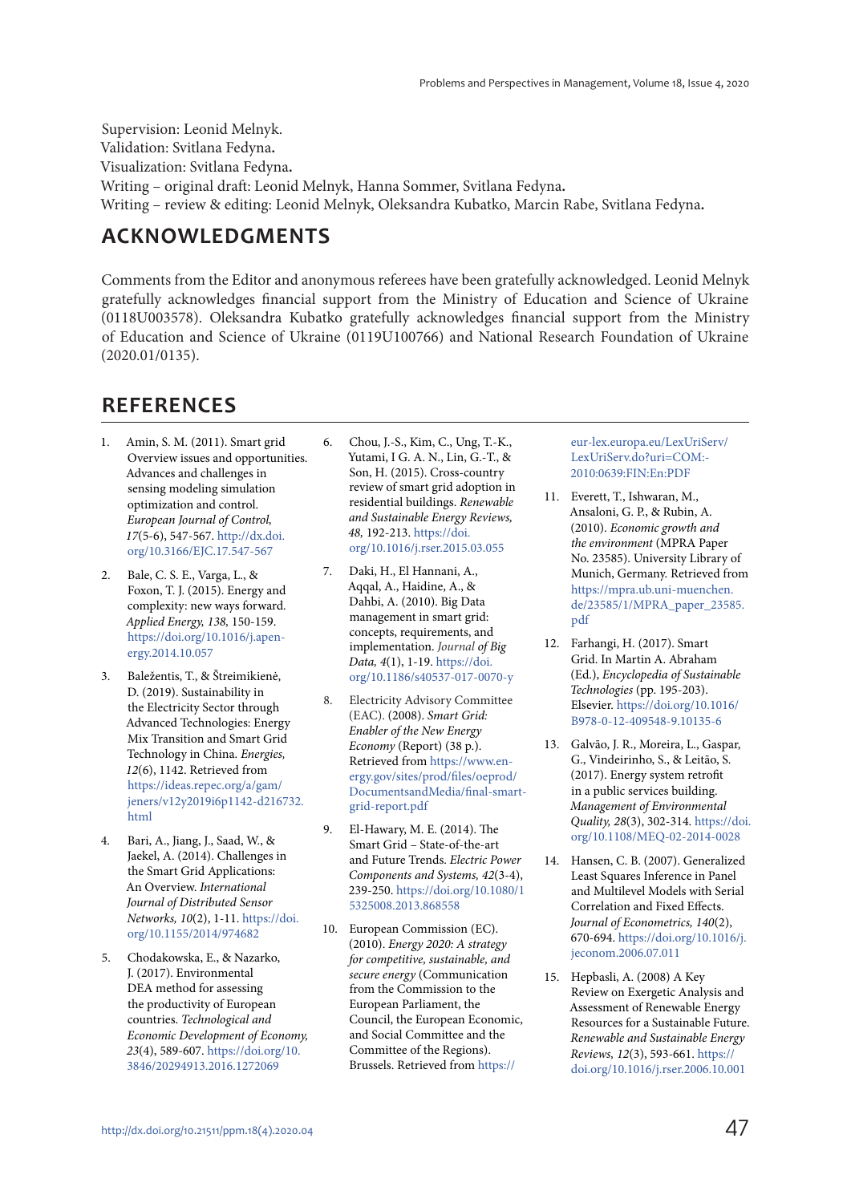Supervision: Leonid Melnyk.
Validation: Svitlana Fedyna.
Visualization: Svitlana Fedyna.
Writing – original draft: Leonid Melnyk, Hanna Sommer, Svitlana Fedyna.
Writing – review & editing: Leonid Melnyk, Oleksandra Kubatko, Marcin Rabe, Svitlana Fedyna.

## ACKNOWLEDGMENTS

Comments from the Editor and anonymous referees have been gratefully acknowledged. Leonid Melnyk gratefully acknowledges financial support from the Ministry of Education and Science of Ukraine (0118U003578). Oleksandra Kubatko gratefully acknowledges financial support from the Ministry of Education and Science of Ukraine (0119U100766) and National Research Foundation of Ukraine (2020.01/0135).

## REFERENCES

1. Amin, S. M. (2011). Smart grid Overview issues and opportunities. Advances and challenges in sensing modeling simulation optimization and control. *European Journal of Control, 17*(5-6), 547-567. http://dx.doi.org/10.3166/EJC.17.547-567
2. Bale, C. S. E., Varga, L., & Foxon, T. J. (2015). Energy and complexity: new ways forward. *Applied Energy, 138,* 150-159. https://doi.org/10.1016/j.apenergy.2014.10.057
3. Baležentis, T., & Štreimikienė, D. (2019). Sustainability in the Electricity Sector through Advanced Technologies: Energy Mix Transition and Smart Grid Technology in China. *Energies, 12*(6), 1142. Retrieved from https://ideas.repec.org/a/gam/jeners/v12y2019i6p1142-d216732.html
4. Bari, A., Jiang, J., Saad, W., & Jaekel, A. (2014). Challenges in the Smart Grid Applications: An Overview. *International Journal of Distributed Sensor Networks, 10*(2), 1-11. https://doi.org/10.1155/2014/974682
5. Chodakowska, E., & Nazarko, J. (2017). Environmental DEA method for assessing the productivity of European countries. *Technological and Economic Development of Economy, 23*(4), 589-607. https://doi.org/10.3846/20294913.2016.1272069
6. Chou, J.-S., Kim, C., Ung, T.-K., Yutami, I G. A. N., Lin, G.-T., & Son, H. (2015). Cross-country review of smart grid adoption in residential buildings. *Renewable and Sustainable Energy Reviews, 48,* 192-213. https://doi.org/10.1016/j.rser.2015.03.055
7. Daki, H., El Hannani, A., Aqqal, A., Haidine, A., & Dahbi, A. (2010). Big Data management in smart grid: concepts, requirements, and implementation. *Journal of Big Data, 4*(1), 1-19. https://doi.org/10.1186/s40537-017-0070-y
8. Electricity Advisory Committee (EAC). (2008). *Smart Grid: Enabler of the New Energy Economy* (Report) (38 p.). Retrieved from https://www.energy.gov/sites/prod/files/oeprod/DocumentsandMedia/final-smart-grid-report.pdf
9. El-Hawary, M. E. (2014). The Smart Grid – State-of-the-art and Future Trends. *Electric Power Components and Systems, 42*(3-4), 239-250. https://doi.org/10.1080/15325008.2013.868558
10. European Commission (EC). (2010). *Energy 2020: A strategy for competitive, sustainable, and secure energy* (Communication from the Commission to the European Parliament, the Council, the European Economic, and Social Committee and the Committee of the Regions). Brussels. Retrieved from https://eur-lex.europa.eu/LexUriServ/LexUriServ.do?uri=COM:2010:0639:FIN:En:PDF
11. Everett, T., Ishwaran, M., Ansaloni, G. P., & Rubin, A. (2010). *Economic growth and the environment* (MPRA Paper No. 23585). University Library of Munich, Germany. Retrieved from https://mpra.ub.uni-muenchen.de/23585/1/MPRA_paper_23585.pdf
12. Farhangi, H. (2017). Smart Grid. In Martin A. Abraham (Ed.), *Encyclopedia of Sustainable Technologies* (pp. 195-203). Elsevier. https://doi.org/10.1016/B978-0-12-409548-9.10135-6
13. Galvão, J. R., Moreira, L., Gaspar, G., Vindeirinho, S., & Leitão, S. (2017). Energy system retrofit in a public services building. *Management of Environmental Quality, 28*(3), 302-314. https://doi.org/10.1108/MEQ-02-2014-0028
14. Hansen, C. B. (2007). Generalized Least Squares Inference in Panel and Multilevel Models with Serial Correlation and Fixed Effects. *Journal of Econometrics, 140*(2), 670-694. https://doi.org/10.1016/j.jeconom.2006.07.011
15. Hepbasli, A. (2008) A Key Review on Exergetic Analysis and Assessment of Renewable Energy Resources for a Sustainable Future. *Renewable and Sustainable Energy Reviews, 12*(3), 593-661. https://doi.org/10.1016/j.rser.2006.10.001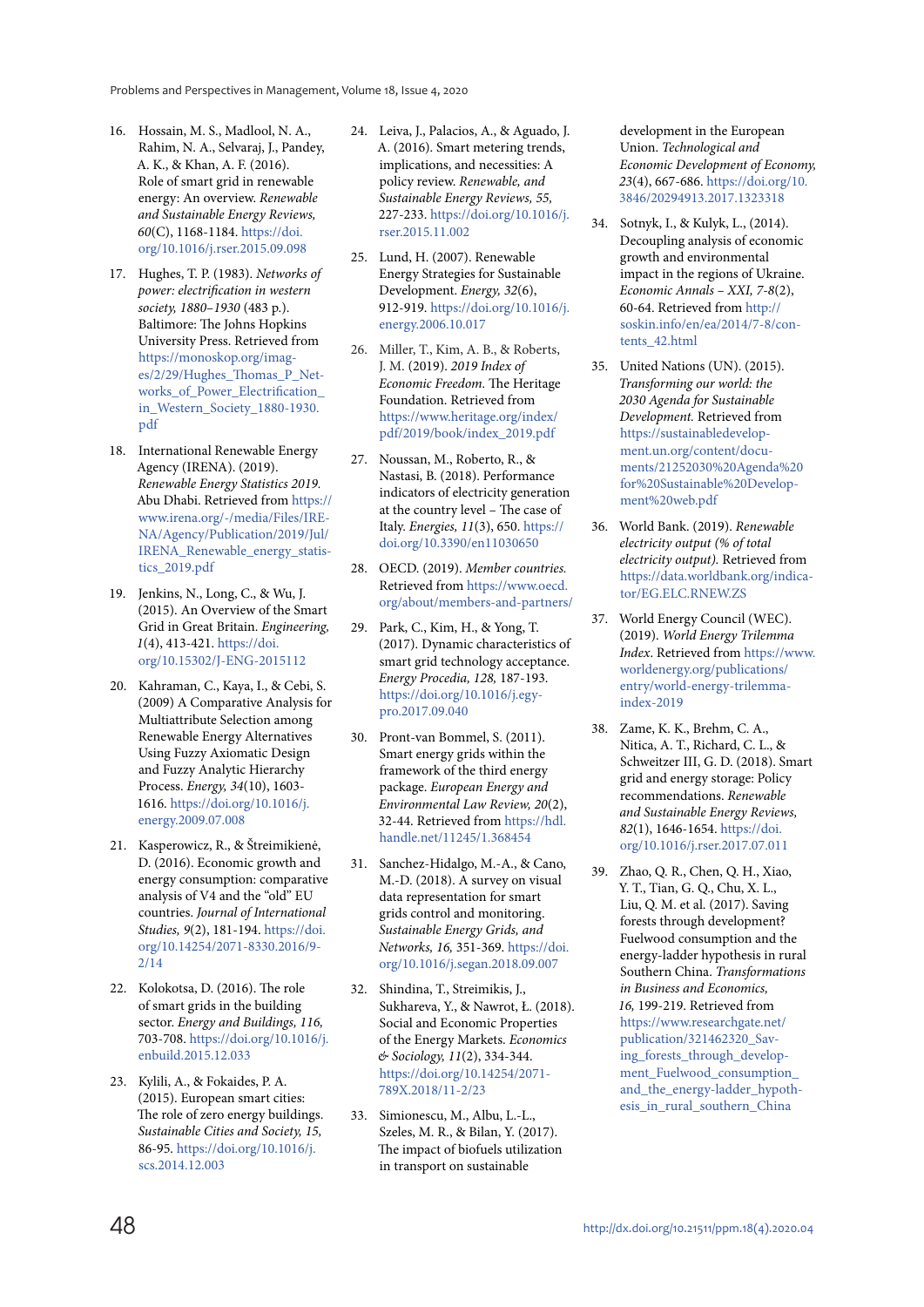16. Hossain, M. S., Madlool, N. A., Rahim, N. A., Selvaraj, J., Pandey, A. K., & Khan, A. F. (2016). Role of smart grid in renewable energy: An overview. *Renewable and Sustainable Energy Reviews, 60*(C), 1168-1184. https://doi.org/10.1016/j.rser.2015.09.098

17. Hughes, T. P. (1983). *Networks of power: electrification in western society, 1880–1930* (483 p.). Baltimore: The Johns Hopkins University Press. Retrieved from https://monoskop.org/images/2/29/Hughes_Thomas_P_Networks_of_Power_Electrification_in_Western_Society_1880-1930.pdf

18. International Renewable Energy Agency (IRENA). (2019). *Renewable Energy Statistics 2019.* Abu Dhabi. Retrieved from https://www.irena.org/-/media/Files/IRENA/Agency/Publication/2019/Jul/IRENA_Renewable_energy_statistics_2019.pdf

19. Jenkins, N., Long, C., & Wu, J. (2015). An Overview of the Smart Grid in Great Britain. *Engineering, 1*(4), 413-421. https://doi.org/10.15302/J-ENG-2015112

20. Kahraman, C., Kaya, I., & Cebi, S. (2009) A Comparative Analysis for Multiattribute Selection among Renewable Energy Alternatives Using Fuzzy Axiomatic Design and Fuzzy Analytic Hierarchy Process. *Energy, 34*(10), 1603-1616. https://doi.org/10.1016/j.energy.2009.07.008

21. Kasperowicz, R., & Štreimikienė, D. (2016). Economic growth and energy consumption: comparative analysis of V4 and the "old" EU countries. *Journal of International Studies, 9*(2), 181-194. https://doi.org/10.14254/2071-8330.2016/9-2/14

22. Kolokotsa, D. (2016). The role of smart grids in the building sector. *Energy and Buildings, 116*, 703-708. https://doi.org/10.1016/j.enbuild.2015.12.033

23. Kylili, A., & Fokaides, P. A. (2015). European smart cities: The role of zero energy buildings. *Sustainable Cities and Society, 15,* 86-95. https://doi.org/10.1016/j.scs.2014.12.003

24. Leiva, J., Palacios, A., & Aguado, J. A. (2016). Smart metering trends, implications, and necessities: A policy review. *Renewable, and Sustainable Energy Reviews, 55,* 227-233. https://doi.org/10.1016/j.rser.2015.11.002

25. Lund, H. (2007). Renewable Energy Strategies for Sustainable Development. *Energy, 32*(6), 912-919. https://doi.org/10.1016/j.energy.2006.10.017

26. Miller, T., Kim, A. B., & Roberts, J. M. (2019). *2019 Index of Economic Freedom.* The Heritage Foundation. Retrieved from https://www.heritage.org/index/pdf/2019/book/index_2019.pdf

27. Noussan, M., Roberto, R., & Nastasi, B. (2018). Performance indicators of electricity generation at the country level – The case of Italy. *Energies, 11*(3), 650. https://doi.org/10.3390/en11030650

28. OECD. (2019). *Member countries.* Retrieved from https://www.oecd.org/about/members-and-partners/

29. Park, C., Kim, H., & Yong, T. (2017). Dynamic characteristics of smart grid technology acceptance. *Energy Procedia, 128,* 187-193. https://doi.org/10.1016/j.egypro.2017.09.040

30. Pront-van Bommel, S. (2011). Smart energy grids within the framework of the third energy package. *European Energy and Environmental Law Review, 20*(2), 32-44. Retrieved from https://hdl.handle.net/11245/1.368454

31. Sanchez-Hidalgo, M.-A., & Cano, M.-D. (2018). A survey on visual data representation for smart grids control and monitoring. *Sustainable Energy Grids, and Networks, 16,* 351-369. https://doi.org/10.1016/j.segan.2018.09.007

32. Shindina, T., Streimikis, J., Sukhareva, Y., & Nawrot, Ł. (2018). Social and Economic Properties of the Energy Markets. *Economics & Sociology, 11*(2), 334-344. https://doi.org/10.14254/2071-789X.2018/11-2/23

33. Simionescu, M., Albu, L.-L., Szeles, M. R., & Bilan, Y. (2017). The impact of biofuels utilization in transport on sustainable development in the European Union. *Technological and Economic Development of Economy, 23*(4), 667-686. https://doi.org/10.3846/20294913.2017.1323318

34. Sotnyk, I., & Kulyk, L., (2014). Decoupling analysis of economic growth and environmental impact in the regions of Ukraine. *Economic Annals – XXI, 7-8*(2), 60-64. Retrieved from http://soskin.info/en/ea/2014/7-8/contents_42.html

35. United Nations (UN). (2015). *Transforming our world: the 2030 Agenda for Sustainable Development.* Retrieved from https://sustainabledevelopment.un.org/content/documents/21252030%20Agenda%20for%20Sustainable%20Development%20web.pdf

36. World Bank. (2019). *Renewable electricity output (% of total electricity output).* Retrieved from https://data.worldbank.org/indicator/EG.ELC.RNEW.ZS

37. World Energy Council (WEC). (2019). *World Energy Trilemma Index.* Retrieved from https://www.worldenergy.org/publications/entry/world-energy-trilemma-index-2019

38. Zame, K. K., Brehm, C. A., Nitica, A. T., Richard, C. L., & Schweitzer III, G. D. (2018). Smart grid and energy storage: Policy recommendations. *Renewable and Sustainable Energy Reviews, 82*(1), 1646-1654. https://doi.org/10.1016/j.rser.2017.07.011

39. Zhao, Q. R., Chen, Q. H., Xiao, Y. T., Tian, G. Q., Chu, X. L., Liu, Q. M. et al. (2017). Saving forests through development? Fuelwood consumption and the energy-ladder hypothesis in rural Southern China. *Transformations in Business and Economics, 16,* 199-219. Retrieved from https://www.researchgate.net/publication/321462320_Saving_forests_through_development_Fuelwood_consumption_and_the_energy-ladder_hypothesis_in_rural_southern_China